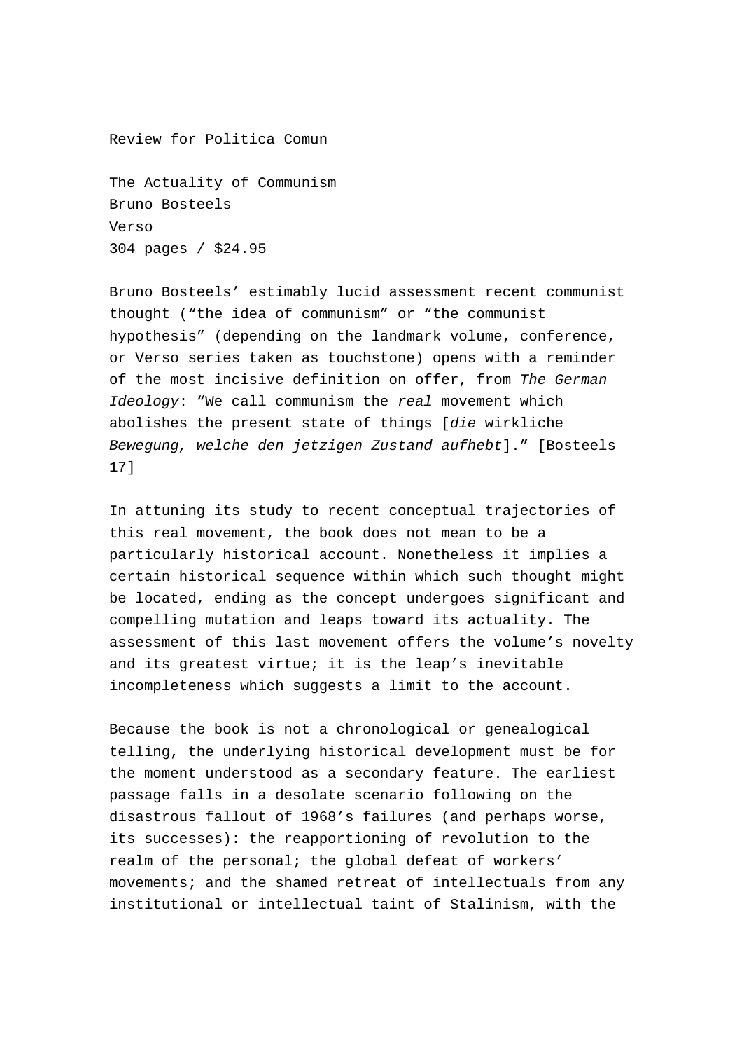Review for Politica Comun

The Actuality of Communism
Bruno Bosteels
Verso
304 pages / $24.95

Bruno Bosteels' estimably lucid assessment recent communist thought ("the idea of communism" or "the communist hypothesis" (depending on the landmark volume, conference, or Verso series taken as touchstone) opens with a reminder of the most incisive definition on offer, from *The German Ideology*: "We call communism the *real* movement which abolishes the present state of things [*die* wirkliche *Bewegung, welche den jetzigen Zustand aufhebt*]." [Bosteels 17]

In attuning its study to recent conceptual trajectories of this real movement, the book does not mean to be a particularly historical account. Nonetheless it implies a certain historical sequence within which such thought might be located, ending as the concept undergoes significant and compelling mutation and leaps toward its actuality. The assessment of this last movement offers the volume's novelty and its greatest virtue; it is the leap's inevitable incompleteness which suggests a limit to the account.

Because the book is not a chronological or genealogical telling, the underlying historical development must be for the moment understood as a secondary feature. The earliest passage falls in a desolate scenario following on the disastrous fallout of 1968's failures (and perhaps worse, its successes): the reapportioning of revolution to the realm of the personal; the global defeat of workers' movements; and the shamed retreat of intellectuals from any institutional or intellectual taint of Stalinism, with the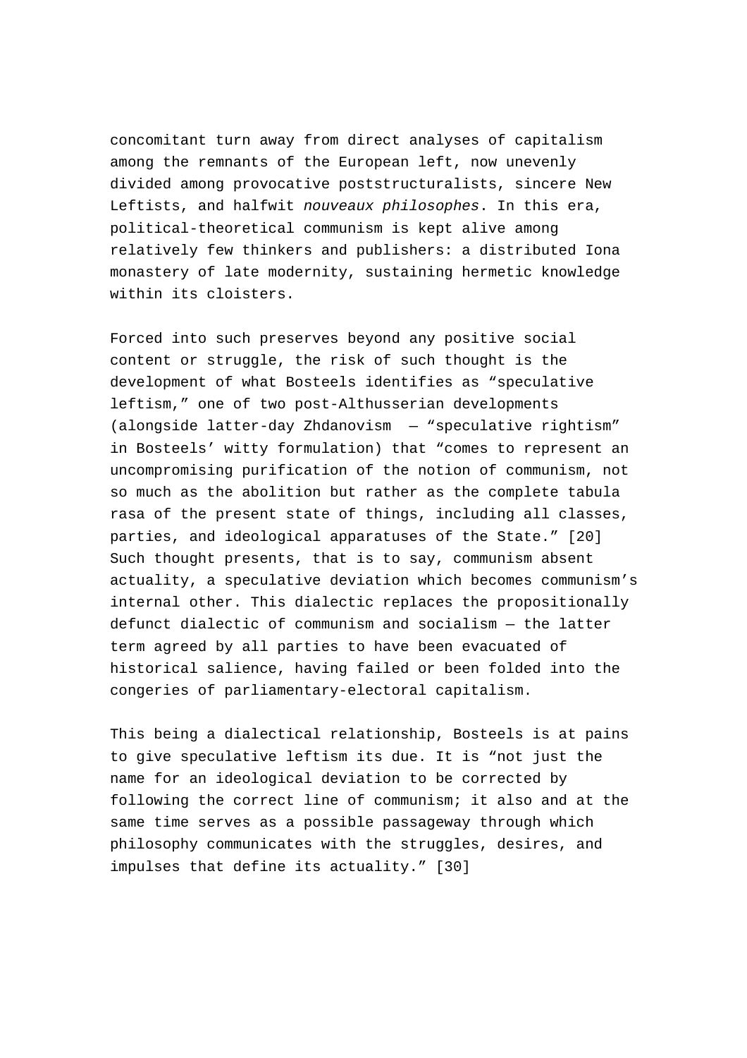concomitant turn away from direct analyses of capitalism among the remnants of the European left, now unevenly divided among provocative poststructuralists, sincere New Leftists, and halfwit *nouveaux philosophes*. In this era, political-theoretical communism is kept alive among relatively few thinkers and publishers: a distributed Iona monastery of late modernity, sustaining hermetic knowledge within its cloisters.

Forced into such preserves beyond any positive social content or struggle, the risk of such thought is the development of what Bosteels identifies as “speculative leftism,” one of two post-Althusserian developments (alongside latter-day Zhdanovism — “speculative rightism” in Bosteels’ witty formulation) that “comes to represent an uncompromising purification of the notion of communism, not so much as the abolition but rather as the complete tabula rasa of the present state of things, including all classes, parties, and ideological apparatuses of the State.” [20] Such thought presents, that is to say, communism absent actuality, a speculative deviation which becomes communism’s internal other. This dialectic replaces the propositionally defunct dialectic of communism and socialism — the latter term agreed by all parties to have been evacuated of historical salience, having failed or been folded into the congeries of parliamentary-electoral capitalism.

This being a dialectical relationship, Bosteels is at pains to give speculative leftism its due. It is “not just the name for an ideological deviation to be corrected by following the correct line of communism; it also and at the same time serves as a possible passageway through which philosophy communicates with the struggles, desires, and impulses that define its actuality.” [30]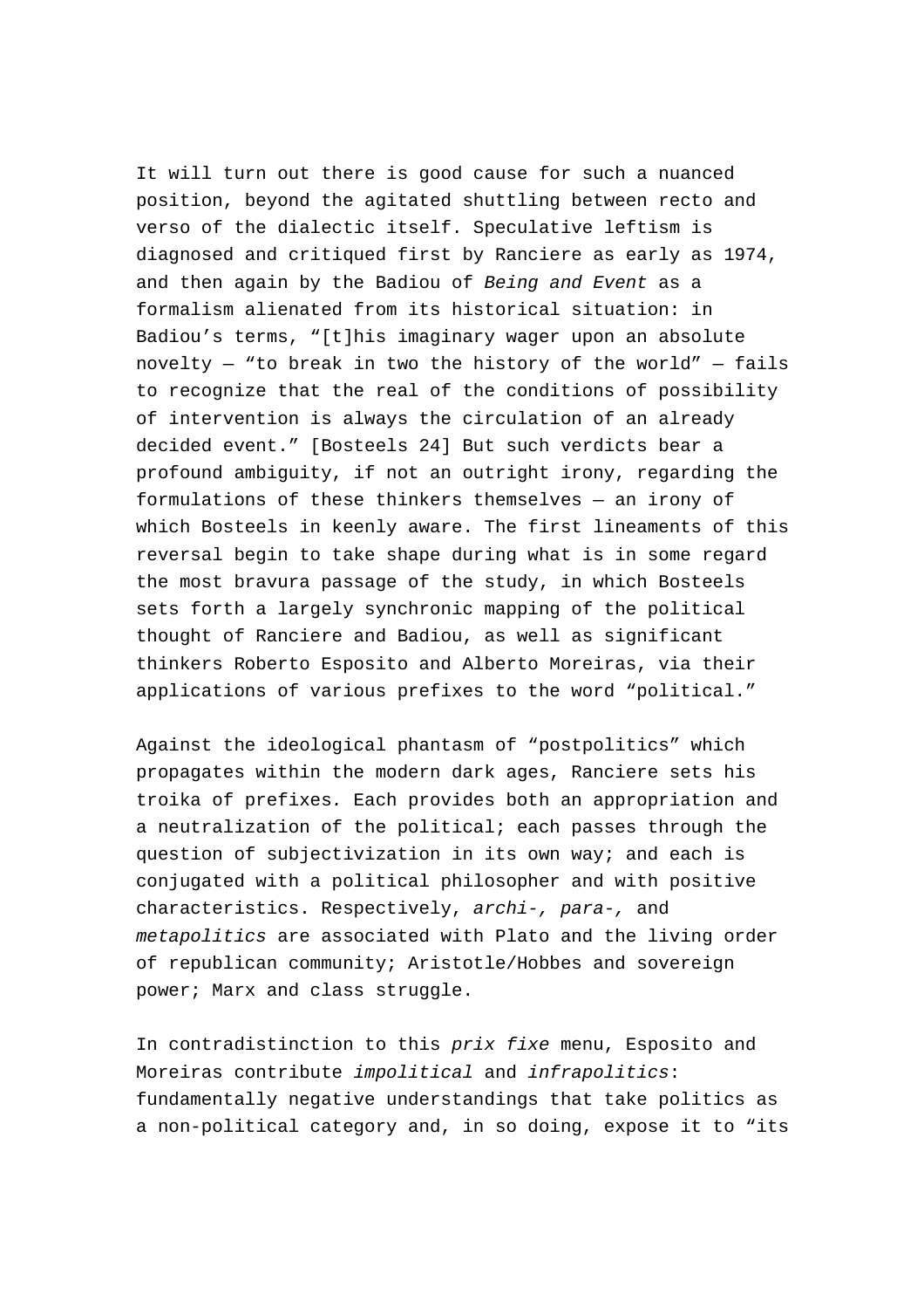It will turn out there is good cause for such a nuanced position, beyond the agitated shuttling between recto and verso of the dialectic itself. Speculative leftism is diagnosed and critiqued first by Ranciere as early as 1974, and then again by the Badiou of *Being and Event* as a formalism alienated from its historical situation: in Badiou's terms, "[t]his imaginary wager upon an absolute novelty — "to break in two the history of the world" — fails to recognize that the real of the conditions of possibility of intervention is always the circulation of an already decided event." [Bosteels 24] But such verdicts bear a profound ambiguity, if not an outright irony, regarding the formulations of these thinkers themselves — an irony of which Bosteels in keenly aware. The first lineaments of this reversal begin to take shape during what is in some regard the most bravura passage of the study, in which Bosteels sets forth a largely synchronic mapping of the political thought of Ranciere and Badiou, as well as significant thinkers Roberto Esposito and Alberto Moreiras, via their applications of various prefixes to the word "political."

Against the ideological phantasm of "postpolitics" which propagates within the modern dark ages, Ranciere sets his troika of prefixes. Each provides both an appropriation and a neutralization of the political; each passes through the question of subjectivization in its own way; and each is conjugated with a political philosopher and with positive characteristics. Respectively, *archi-, para-,* and *metapolitics* are associated with Plato and the living order of republican community; Aristotle/Hobbes and sovereign power; Marx and class struggle.

In contradistinction to this *prix fixe* menu, Esposito and Moreiras contribute *impolitical* and *infrapolitics*: fundamentally negative understandings that take politics as a non-political category and, in so doing, expose it to "its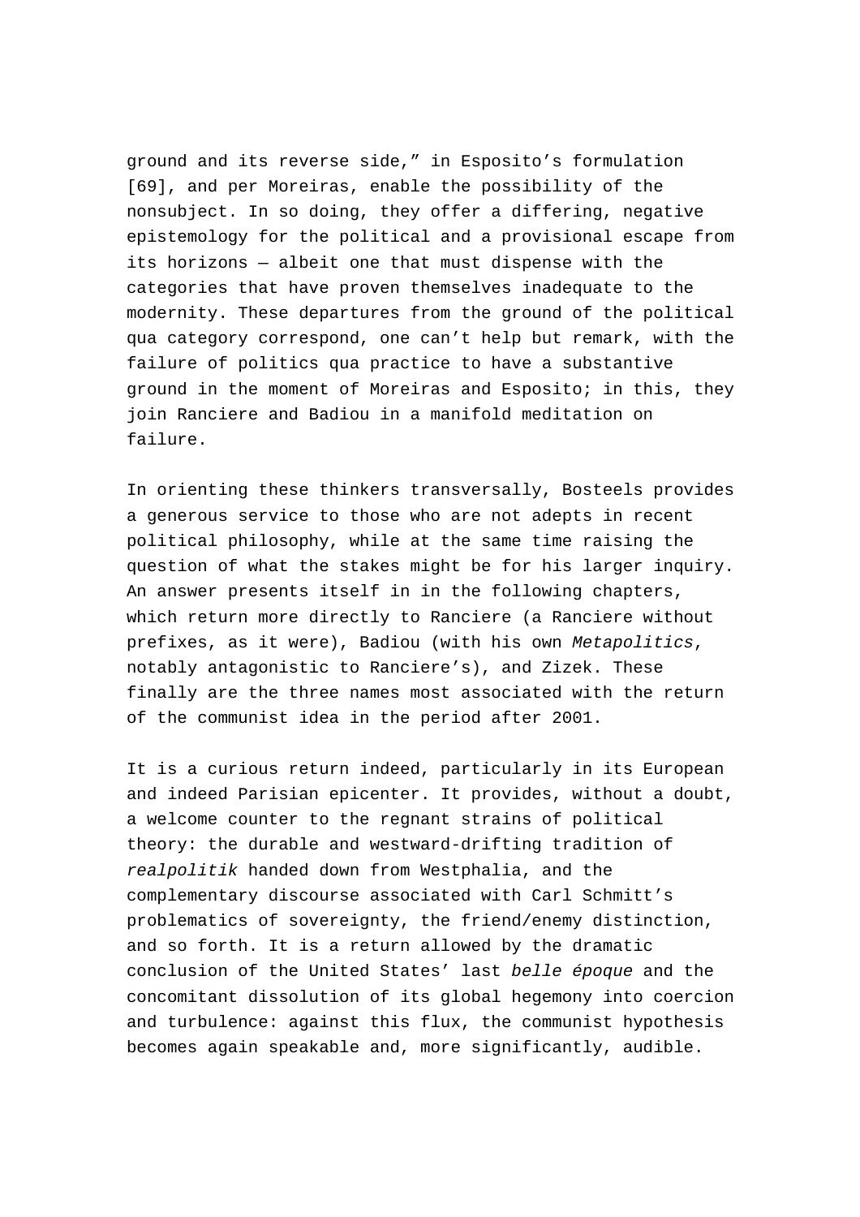ground and its reverse side," in Esposito's formulation [69], and per Moreiras, enable the possibility of the nonsubject. In so doing, they offer a differing, negative epistemology for the political and a provisional escape from its horizons — albeit one that must dispense with the categories that have proven themselves inadequate to the modernity. These departures from the ground of the political qua category correspond, one can't help but remark, with the failure of politics qua practice to have a substantive ground in the moment of Moreiras and Esposito; in this, they join Ranciere and Badiou in a manifold meditation on failure.

In orienting these thinkers transversally, Bosteels provides a generous service to those who are not adepts in recent political philosophy, while at the same time raising the question of what the stakes might be for his larger inquiry. An answer presents itself in in the following chapters, which return more directly to Ranciere (a Ranciere without prefixes, as it were), Badiou (with his own *Metapolitics*, notably antagonistic to Ranciere's), and Zizek. These finally are the three names most associated with the return of the communist idea in the period after 2001.

It is a curious return indeed, particularly in its European and indeed Parisian epicenter. It provides, without a doubt, a welcome counter to the regnant strains of political theory: the durable and westward-drifting tradition of *realpolitik* handed down from Westphalia, and the complementary discourse associated with Carl Schmitt's problematics of sovereignty, the friend/enemy distinction, and so forth. It is a return allowed by the dramatic conclusion of the United States' last *belle époque* and the concomitant dissolution of its global hegemony into coercion and turbulence: against this flux, the communist hypothesis becomes again speakable and, more significantly, audible.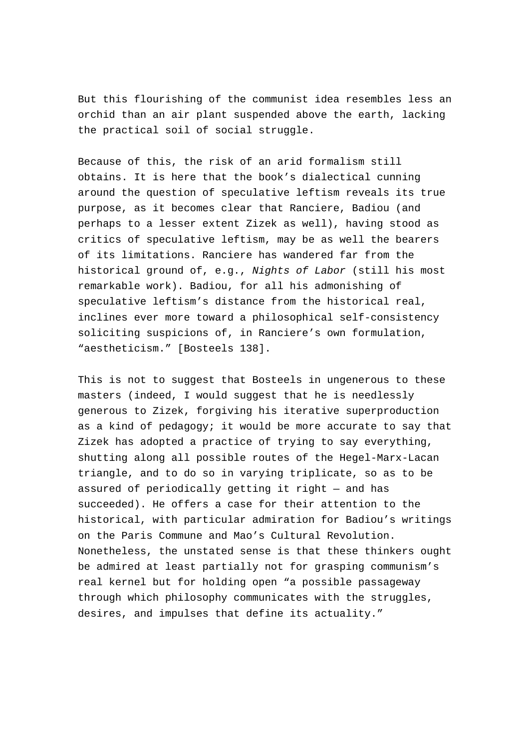But this flourishing of the communist idea resembles less an orchid than an air plant suspended above the earth, lacking the practical soil of social struggle.

Because of this, the risk of an arid formalism still obtains. It is here that the book's dialectical cunning around the question of speculative leftism reveals its true purpose, as it becomes clear that Ranciere, Badiou (and perhaps to a lesser extent Zizek as well), having stood as critics of speculative leftism, may be as well the bearers of its limitations. Ranciere has wandered far from the historical ground of, e.g., *Nights of Labor* (still his most remarkable work). Badiou, for all his admonishing of speculative leftism's distance from the historical real, inclines ever more toward a philosophical self-consistency soliciting suspicions of, in Ranciere's own formulation, "aestheticism." [Bosteels 138].

This is not to suggest that Bosteels in ungenerous to these masters (indeed, I would suggest that he is needlessly generous to Zizek, forgiving his iterative superproduction as a kind of pedagogy; it would be more accurate to say that Zizek has adopted a practice of trying to say everything, shutting along all possible routes of the Hegel-Marx-Lacan triangle, and to do so in varying triplicate, so as to be assured of periodically getting it right — and has succeeded). He offers a case for their attention to the historical, with particular admiration for Badiou's writings on the Paris Commune and Mao's Cultural Revolution. Nonetheless, the unstated sense is that these thinkers ought be admired at least partially not for grasping communism's real kernel but for holding open "a possible passageway through which philosophy communicates with the struggles, desires, and impulses that define its actuality."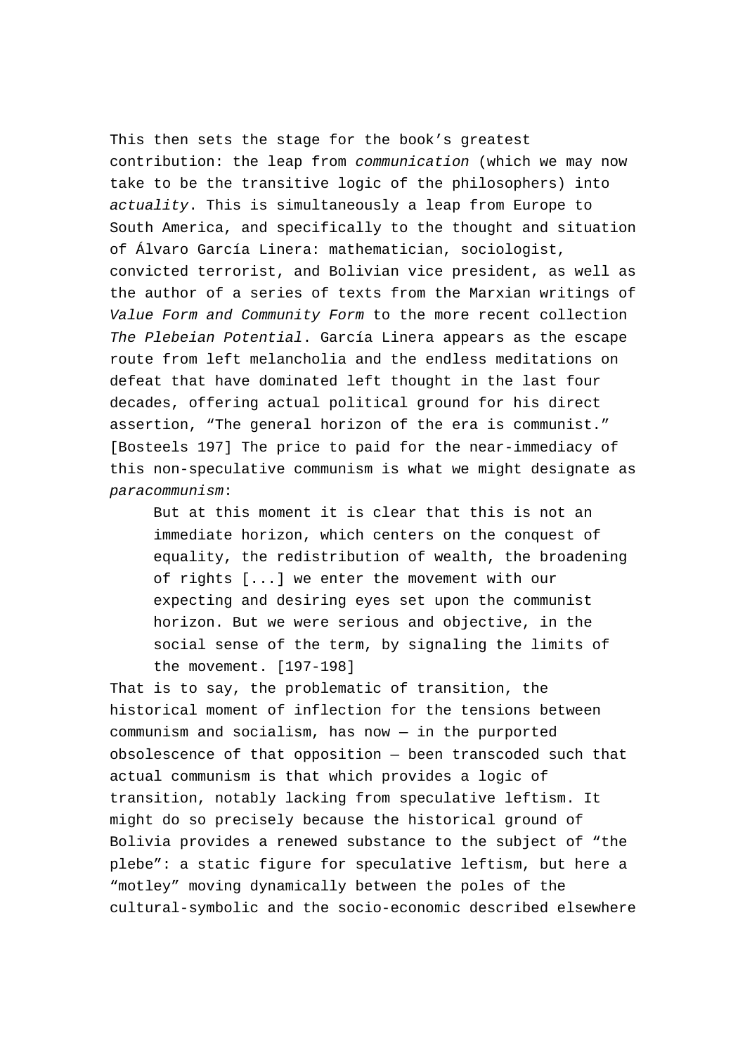This then sets the stage for the book's greatest contribution: the leap from *communication* (which we may now take to be the transitive logic of the philosophers) into *actuality*. This is simultaneously a leap from Europe to South America, and specifically to the thought and situation of Álvaro García Linera: mathematician, sociologist, convicted terrorist, and Bolivian vice president, as well as the author of a series of texts from the Marxian writings of *Value Form and Community Form* to the more recent collection *The Plebeian Potential*. García Linera appears as the escape route from left melancholia and the endless meditations on defeat that have dominated left thought in the last four decades, offering actual political ground for his direct assertion, "The general horizon of the era is communist." [Bosteels 197] The price to paid for the near-immediacy of this non-speculative communism is what we might designate as *paracommunism*:

> But at this moment it is clear that this is not an immediate horizon, which centers on the conquest of equality, the redistribution of wealth, the broadening of rights [...] we enter the movement with our expecting and desiring eyes set upon the communist horizon. But we were serious and objective, in the social sense of the term, by signaling the limits of the movement. [197-198]

That is to say, the problematic of transition, the historical moment of inflection for the tensions between communism and socialism, has now — in the purported obsolescence of that opposition — been transcoded such that actual communism is that which provides a logic of transition, notably lacking from speculative leftism. It might do so precisely because the historical ground of Bolivia provides a renewed substance to the subject of "the plebe": a static figure for speculative leftism, but here a "motley" moving dynamically between the poles of the cultural-symbolic and the socio-economic described elsewhere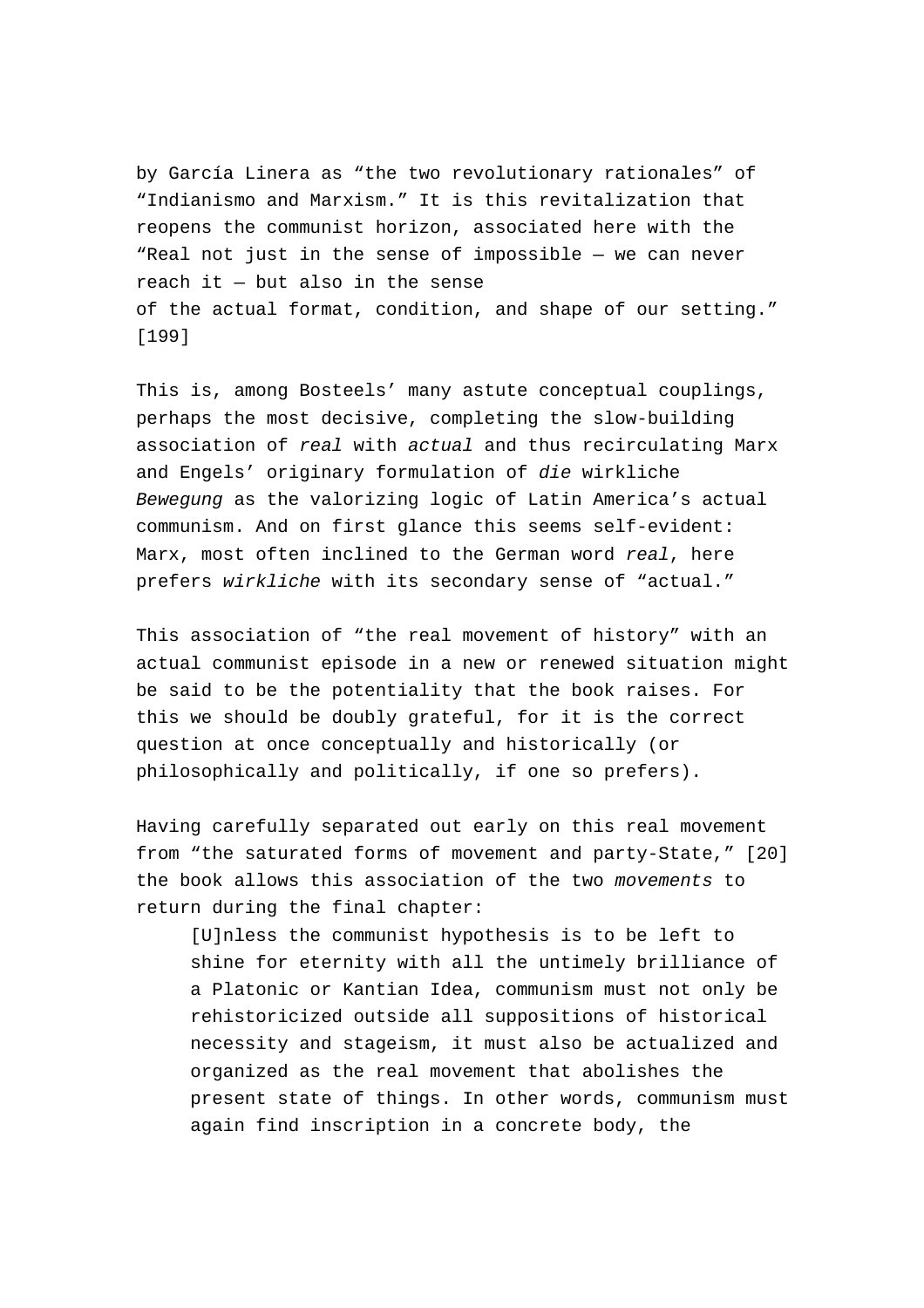by García Linera as “the two revolutionary rationales” of “Indianismo and Marxism.” It is this revitalization that reopens the communist horizon, associated here with the “Real not just in the sense of impossible — we can never reach it — but also in the sense of the actual format, condition, and shape of our setting.” [199]

This is, among Bosteels’ many astute conceptual couplings, perhaps the most decisive, completing the slow-building association of *real* with *actual* and thus recirculating Marx and Engels’ originary formulation of *die* wirkliche *Bewegung* as the valorizing logic of Latin America’s actual communism. And on first glance this seems self-evident: Marx, most often inclined to the German word *real*, here prefers *wirkliche* with its secondary sense of “actual.”

This association of “the real movement of history” with an actual communist episode in a new or renewed situation might be said to be the potentiality that the book raises. For this we should be doubly grateful, for it is the correct question at once conceptually and historically (or philosophically and politically, if one so prefers).

Having carefully separated out early on this real movement from “the saturated forms of movement and party-State,” [20] the book allows this association of the two *movements* to return during the final chapter:

> [U]nless the communist hypothesis is to be left to shine for eternity with all the untimely brilliance of a Platonic or Kantian Idea, communism must not only be rehistoricized outside all suppositions of historical necessity and stageism, it must also be actualized and organized as the real movement that abolishes the present state of things. In other words, communism must again find inscription in a concrete body, the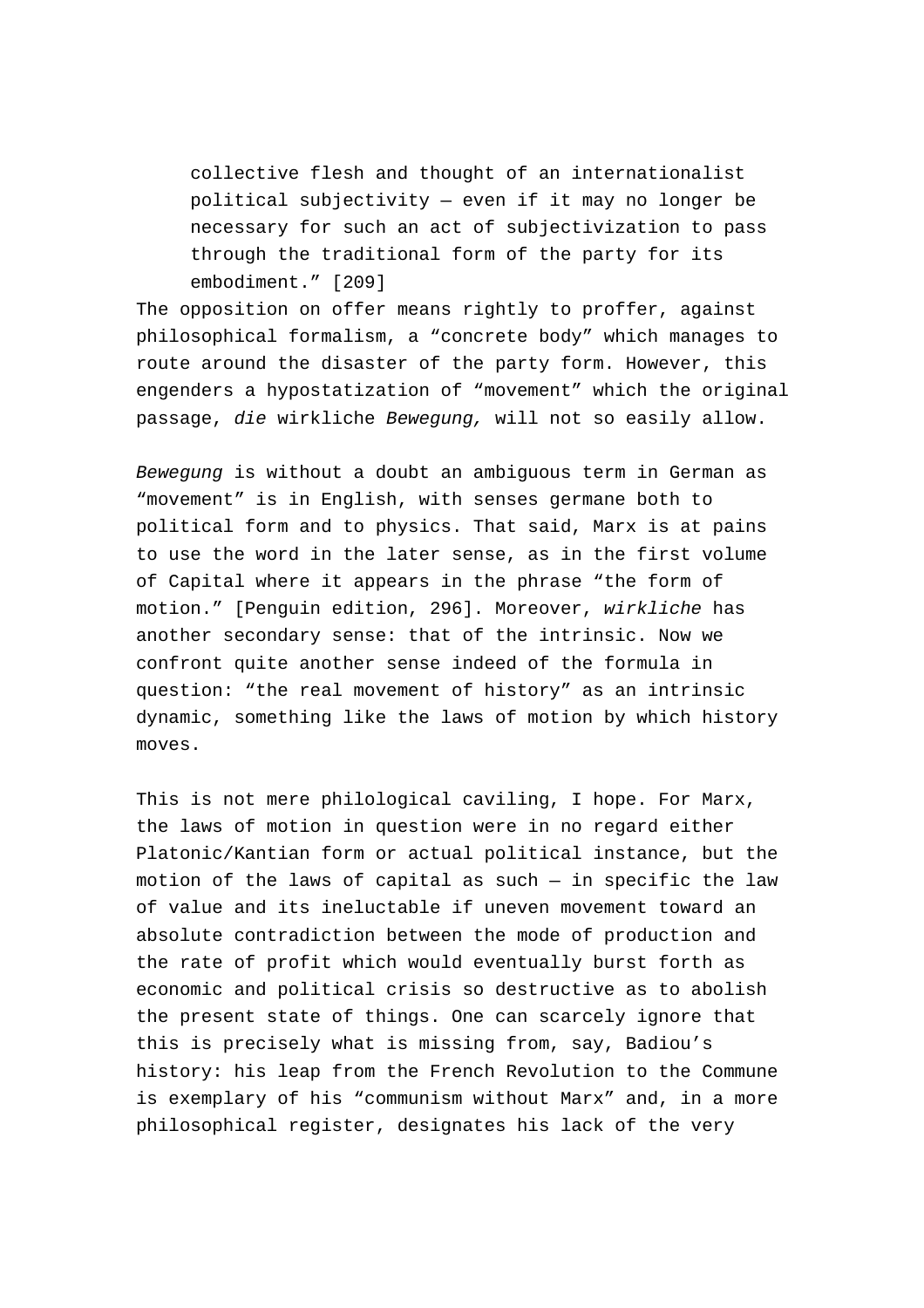> collective flesh and thought of an internationalist political subjectivity — even if it may no longer be necessary for such an act of subjectivization to pass through the traditional form of the party for its embodiment." [209]

The opposition on offer means rightly to proffer, against philosophical formalism, a "concrete body" which manages to route around the disaster of the party form. However, this engenders a hypostatization of "movement" which the original passage, *die* wirkliche *Bewegung,* will not so easily allow.

*Bewegung* is without a doubt an ambiguous term in German as "movement" is in English, with senses germane both to political form and to physics. That said, Marx is at pains to use the word in the later sense, as in the first volume of Capital where it appears in the phrase "the form of motion." [Penguin edition, 296]. Moreover, *wirkliche* has another secondary sense: that of the intrinsic. Now we confront quite another sense indeed of the formula in question: "the real movement of history" as an intrinsic dynamic, something like the laws of motion by which history moves.

This is not mere philological caviling, I hope. For Marx, the laws of motion in question were in no regard either Platonic/Kantian form or actual political instance, but the motion of the laws of capital as such — in specific the law of value and its ineluctable if uneven movement toward an absolute contradiction between the mode of production and the rate of profit which would eventually burst forth as economic and political crisis so destructive as to abolish the present state of things. One can scarcely ignore that this is precisely what is missing from, say, Badiou's history: his leap from the French Revolution to the Commune is exemplary of his "communism without Marx" and, in a more philosophical register, designates his lack of the very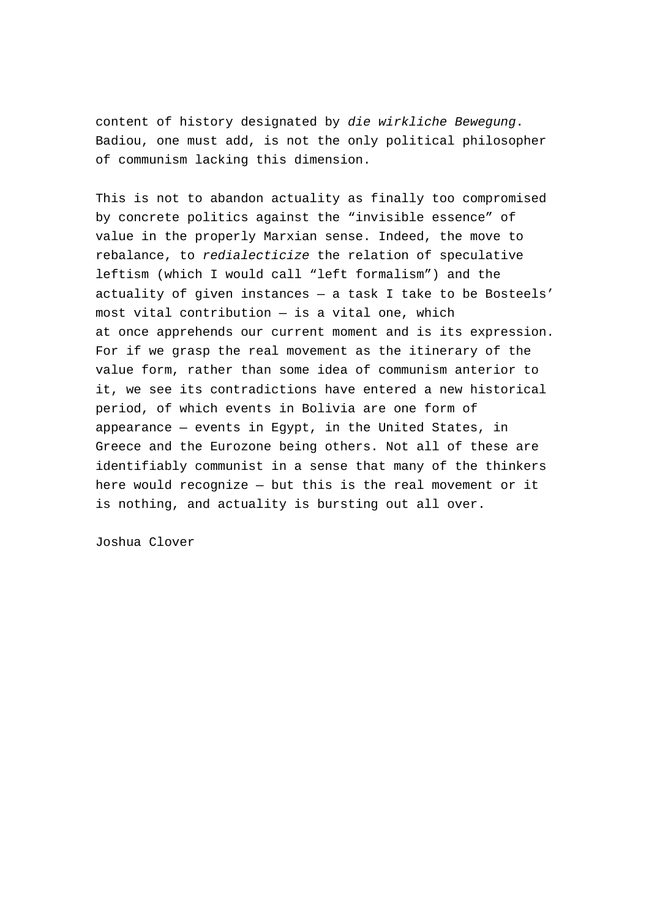content of history designated by *die wirkliche Bewegung*. Badiou, one must add, is not the only political philosopher of communism lacking this dimension.

This is not to abandon actuality as finally too compromised by concrete politics against the "invisible essence" of value in the properly Marxian sense. Indeed, the move to rebalance, to *redialecticize* the relation of speculative leftism (which I would call "left formalism") and the actuality of given instances — a task I take to be Bosteels' most vital contribution — is a vital one, which at once apprehends our current moment and is its expression. For if we grasp the real movement as the itinerary of the value form, rather than some idea of communism anterior to it, we see its contradictions have entered a new historical period, of which events in Bolivia are one form of appearance — events in Egypt, in the United States, in Greece and the Eurozone being others. Not all of these are identifiably communist in a sense that many of the thinkers here would recognize — but this is the real movement or it is nothing, and actuality is bursting out all over.

Joshua Clover